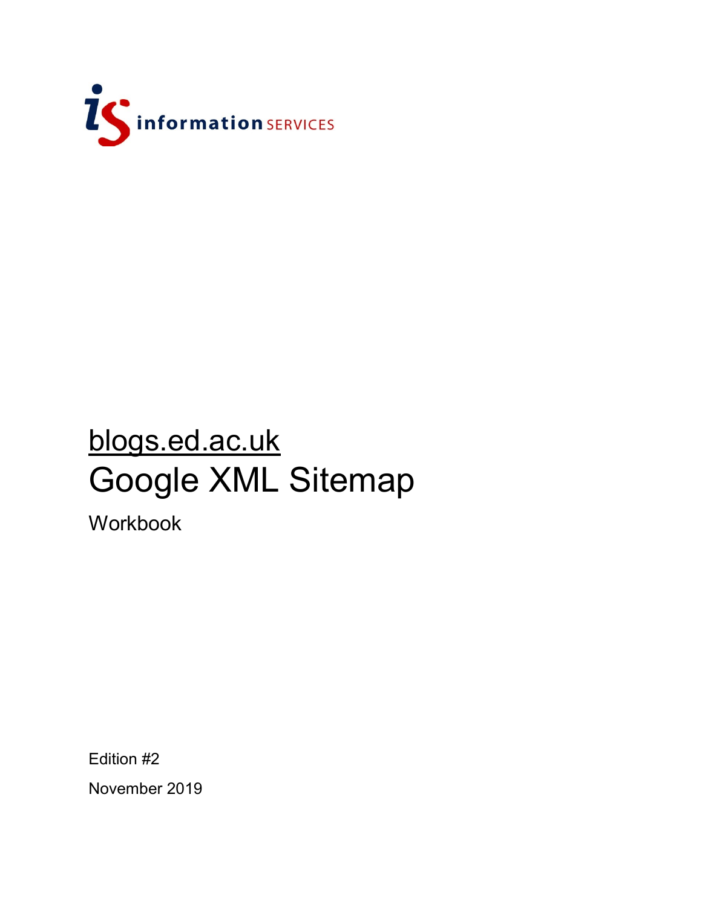information SERVICES

# blogs.ed.ac.uk

# Google XML Sitemap

Workbook

Edition #2

November 2019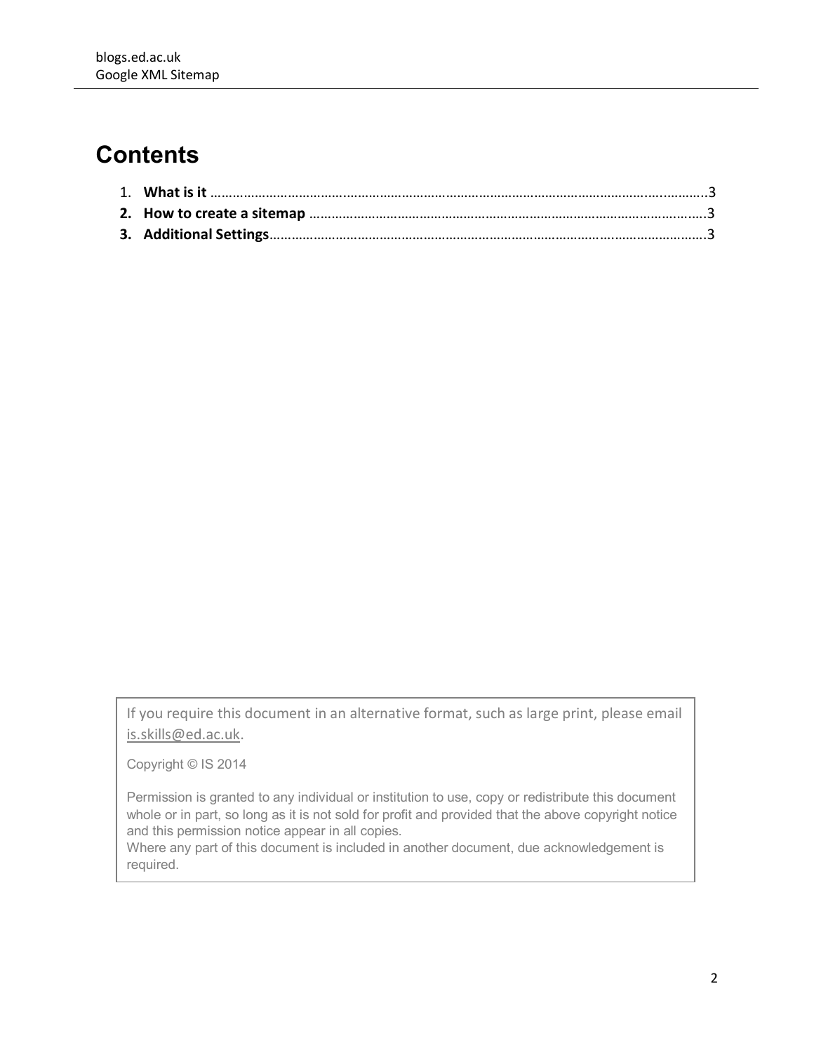# Contents

1. **What is it** ………………………………………………………………………………………………………………………3
2. **How to create a sitemap** ……………………………………………………………………………………………3
3. **Additional Settings**………………………………………………………………………………………………………3

If you require this document in an alternative format, such as large print, please email is.skills@ed.ac.uk.

Copyright © IS 2014

Permission is granted to any individual or institution to use, copy or redistribute this document whole or in part, so long as it is not sold for profit and provided that the above copyright notice and this permission notice appear in all copies.
Where any part of this document is included in another document, due acknowledgement is required.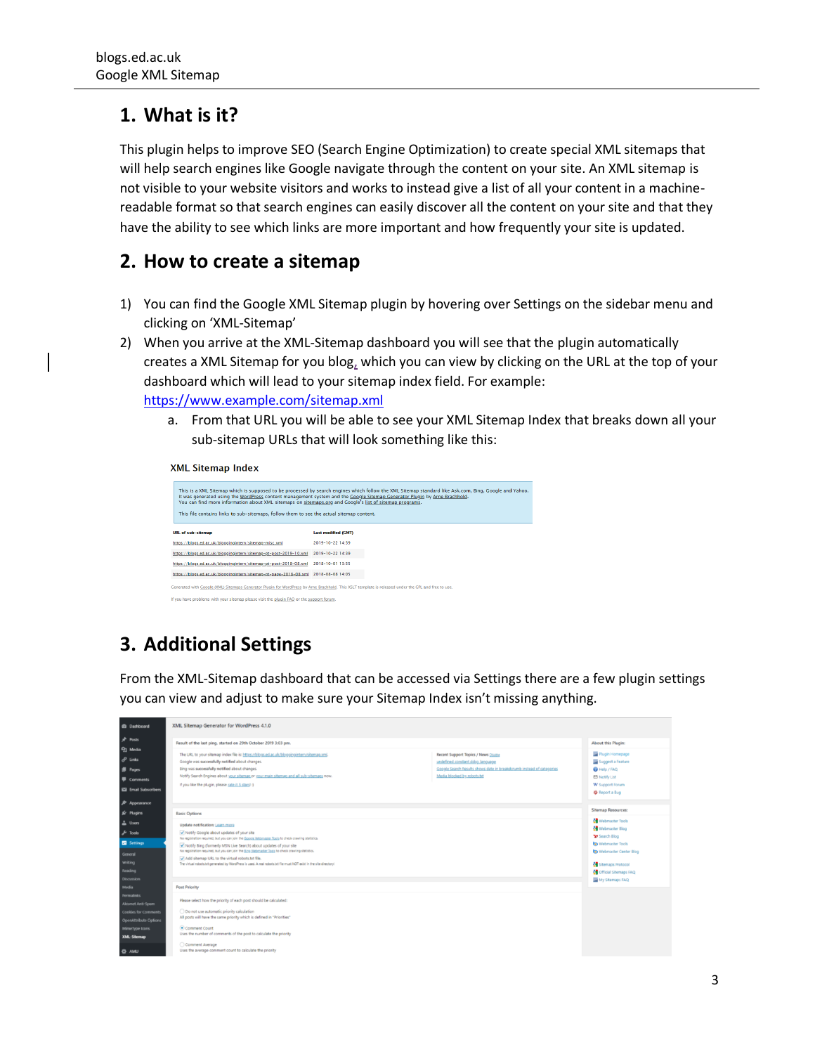## 1. What is it?

This plugin helps to improve SEO (Search Engine Optimization) to create special XML sitemaps that will help search engines like Google navigate through the content on your site. An XML sitemap is not visible to your website visitors and works to instead give a list of all your content in a machine-readable format so that search engines can easily discover all the content on your site and that they have the ability to see which links are more important and how frequently your site is updated.

## 2. How to create a sitemap

1) You can find the Google XML Sitemap plugin by hovering over Settings on the sidebar menu and clicking on 'XML-Sitemap'
2) When you arrive at the XML-Sitemap dashboard you will see that the plugin automatically creates a XML Sitemap for you blog, which you can view by clicking on the URL at the top of your dashboard which will lead to your sitemap index field. For example: https://www.example.com/sitemap.xml
   a. From that URL you will be able to see your XML Sitemap Index that breaks down all your sub-sitemap URLs that will look something like this:

## 3. Additional Settings

From the XML-Sitemap dashboard that can be accessed via Settings there are a few plugin settings you can view and adjust to make sure your Sitemap Index isn't missing anything.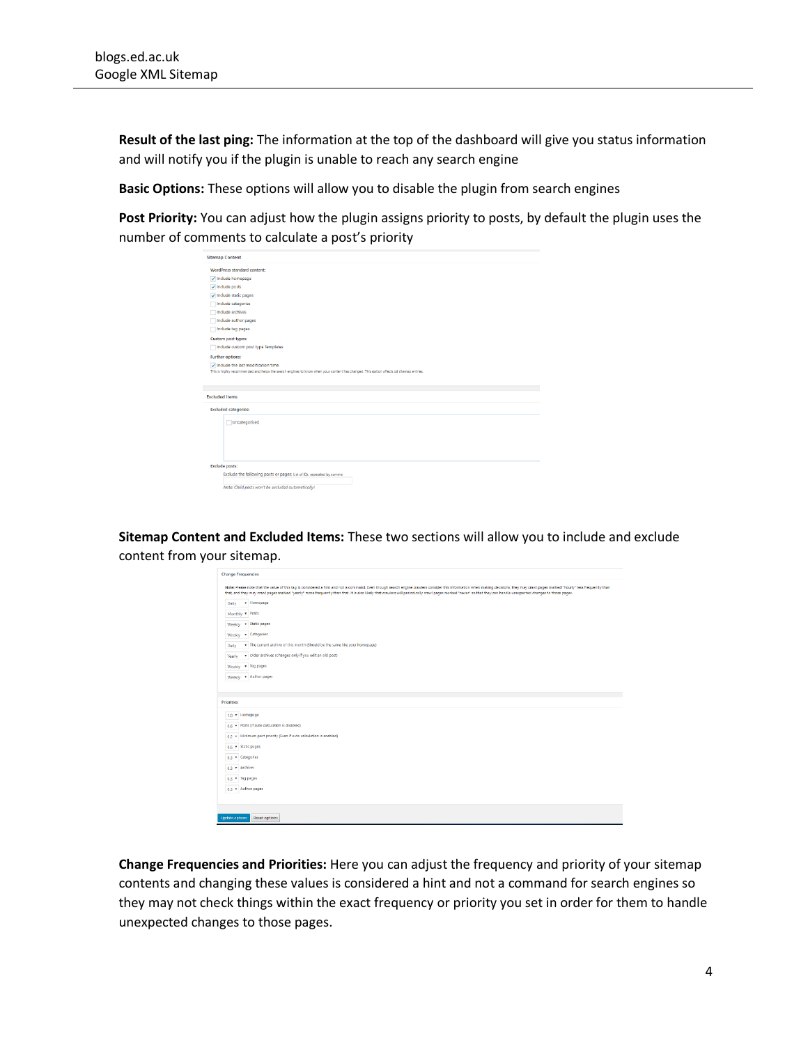**Result of the last ping:** The information at the top of the dashboard will give you status information and will notify you if the plugin is unable to reach any search engine

**Basic Options:** These options will allow you to disable the plugin from search engines

**Post Priority:** You can adjust how the plugin assigns priority to posts, by default the plugin uses the number of comments to calculate a post's priority

**Sitemap Content and Excluded Items:** These two sections will allow you to include and exclude content from your sitemap.

**Change Frequencies and Priorities:** Here you can adjust the frequency and priority of your sitemap contents and changing these values is considered a hint and not a command for search engines so they may not check things within the exact frequency or priority you set in order for them to handle unexpected changes to those pages.